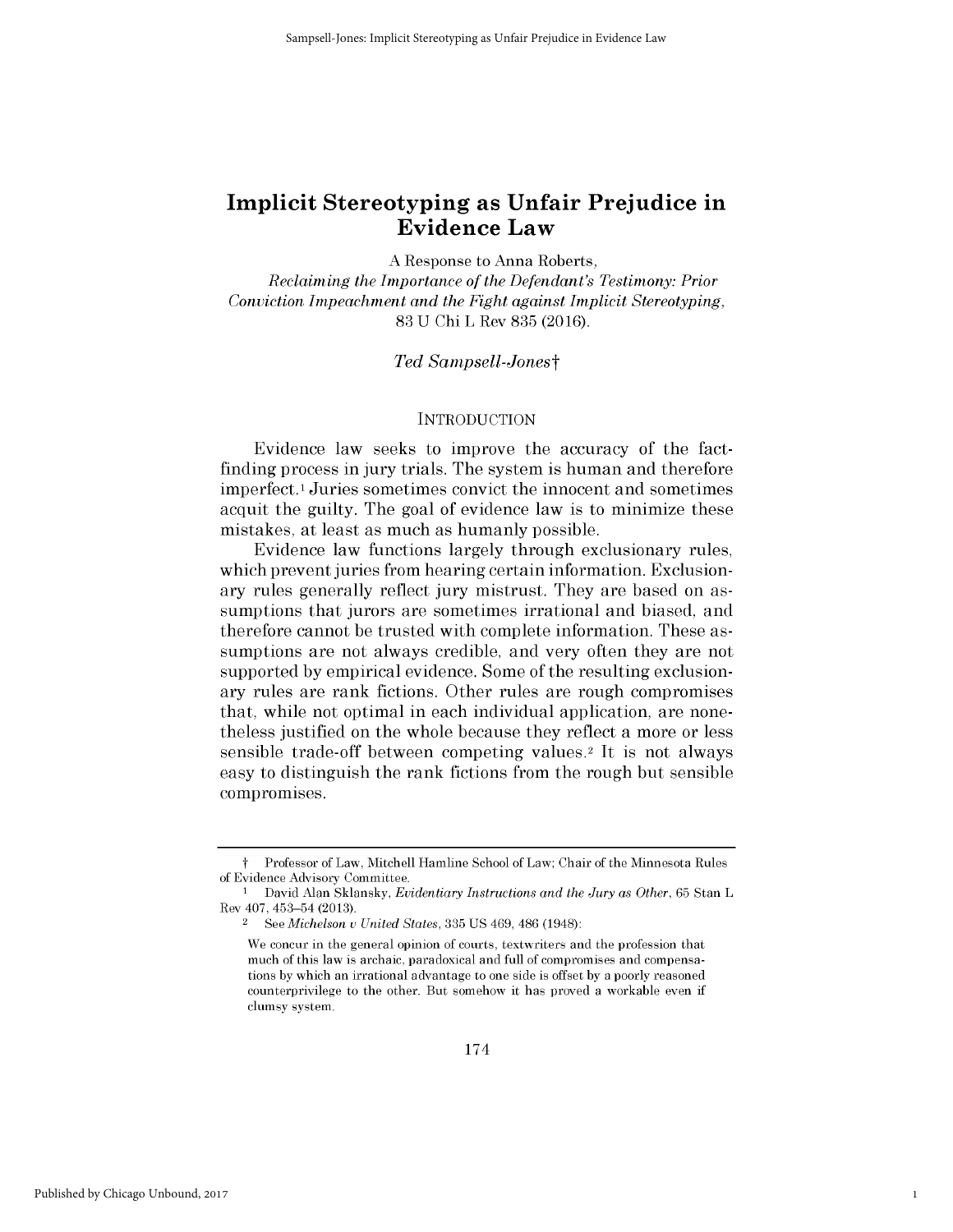# Implicit Stereotyping as Unfair Prejudice in Evidence Law

A Response to Anna Roberts,
*Reclaiming the Importance of the Defendant's Testimony: Prior Conviction Impeachment and the Fight against Implicit Stereotyping*, 83 U Chi L Rev 835 (2016).

*Ted Sampsell-Jones*†

## INTRODUCTION

Evidence law seeks to improve the accuracy of the fact-finding process in jury trials. The system is human and therefore imperfect.[1] Juries sometimes convict the innocent and sometimes acquit the guilty. The goal of evidence law is to minimize these mistakes, at least as much as humanly possible.

Evidence law functions largely through exclusionary rules, which prevent juries from hearing certain information. Exclusionary rules generally reflect jury mistrust. They are based on assumptions that jurors are sometimes irrational and biased, and therefore cannot be trusted with complete information. These assumptions are not always credible, and very often they are not supported by empirical evidence. Some of the resulting exclusionary rules are rank fictions. Other rules are rough compromises that, while not optimal in each individual application, are nonetheless justified on the whole because they reflect a more or less sensible trade-off between competing values.[2] It is not always easy to distinguish the rank fictions from the rough but sensible compromises.

---

† Professor of Law, Mitchell Hamline School of Law; Chair of the Minnesota Rules of Evidence Advisory Committee.

[1] David Alan Sklansky, *Evidentiary Instructions and the Jury as Other*, 65 Stan L Rev 407, 453–54 (2013).

[2] See *Michelson v United States*, 335 US 469, 486 (1948):

> We concur in the general opinion of courts, textwriters and the profession that much of this law is archaic, paradoxical and full of compromises and compensations by which an irrational advantage to one side is offset by a poorly reasoned counterprivilege to the other. But somehow it has proved a workable even if clumsy system.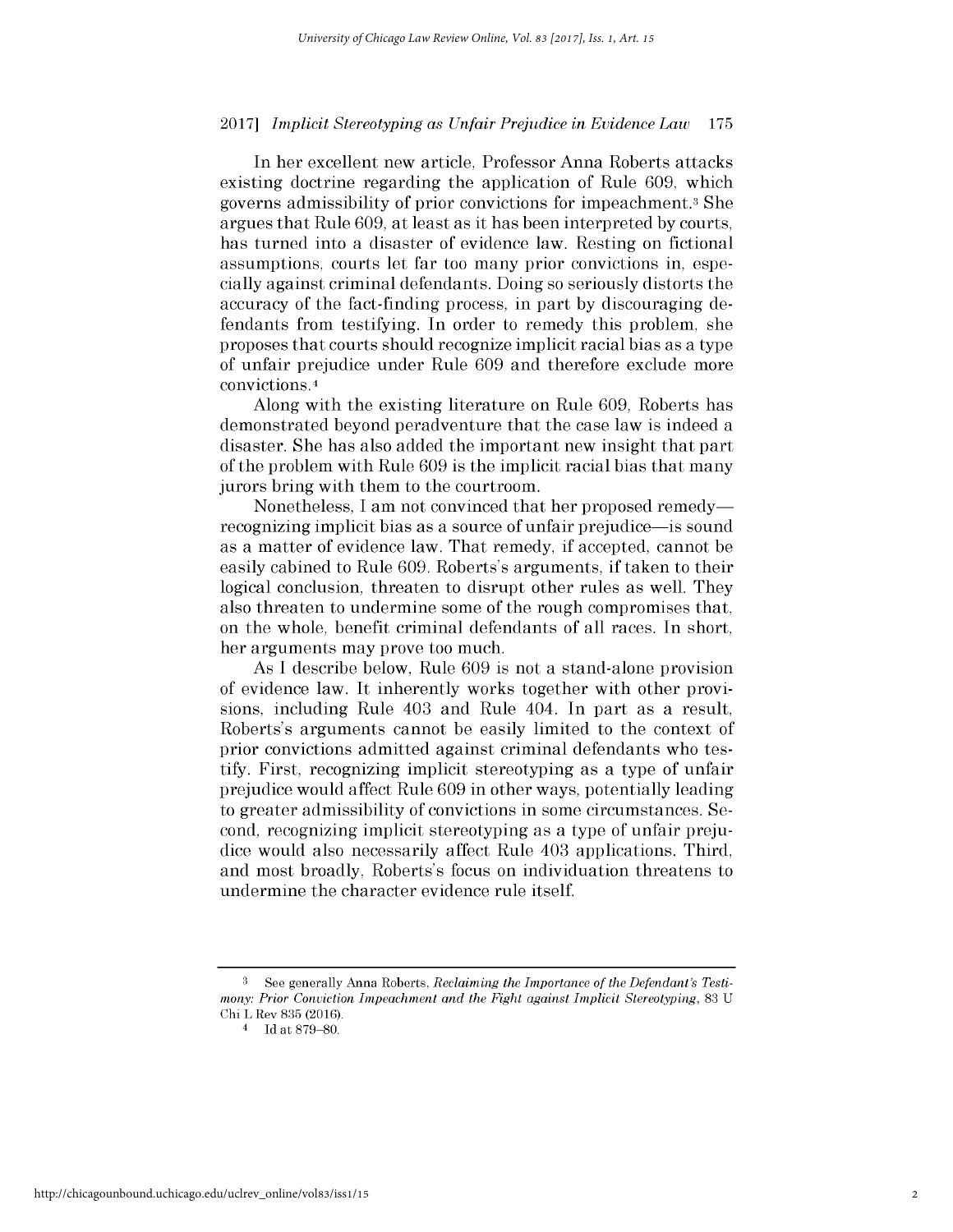In her excellent new article, Professor Anna Roberts attacks existing doctrine regarding the application of Rule 609, which governs admissibility of prior convictions for impeachment.[3] She argues that Rule 609, at least as it has been interpreted by courts, has turned into a disaster of evidence law. Resting on fictional assumptions, courts let far too many prior convictions in, especially against criminal defendants. Doing so seriously distorts the accuracy of the fact-finding process, in part by discouraging defendants from testifying. In order to remedy this problem, she proposes that courts should recognize implicit racial bias as a type of unfair prejudice under Rule 609 and therefore exclude more convictions.[4]

Along with the existing literature on Rule 609, Roberts has demonstrated beyond peradventure that the case law is indeed a disaster. She has also added the important new insight that part of the problem with Rule 609 is the implicit racial bias that many jurors bring with them to the courtroom.

Nonetheless, I am not convinced that her proposed remedy—recognizing implicit bias as a source of unfair prejudice—is sound as a matter of evidence law. That remedy, if accepted, cannot be easily cabined to Rule 609. Roberts's arguments, if taken to their logical conclusion, threaten to disrupt other rules as well. They also threaten to undermine some of the rough compromises that, on the whole, benefit criminal defendants of all races. In short, her arguments may prove too much.

As I describe below, Rule 609 is not a stand-alone provision of evidence law. It inherently works together with other provisions, including Rule 403 and Rule 404. In part as a result, Roberts's arguments cannot be easily limited to the context of prior convictions admitted against criminal defendants who testify. First, recognizing implicit stereotyping as a type of unfair prejudice would affect Rule 609 in other ways, potentially leading to greater admissibility of convictions in some circumstances. Second, recognizing implicit stereotyping as a type of unfair prejudice would also necessarily affect Rule 403 applications. Third, and most broadly, Roberts's focus on individuation threatens to undermine the character evidence rule itself.

---

[3] See generally Anna Roberts, *Reclaiming the Importance of the Defendant's Testimony: Prior Conviction Impeachment and the Fight against Implicit Stereotyping*, 83 U Chi L Rev 835 (2016).

[4] Id at 879–80.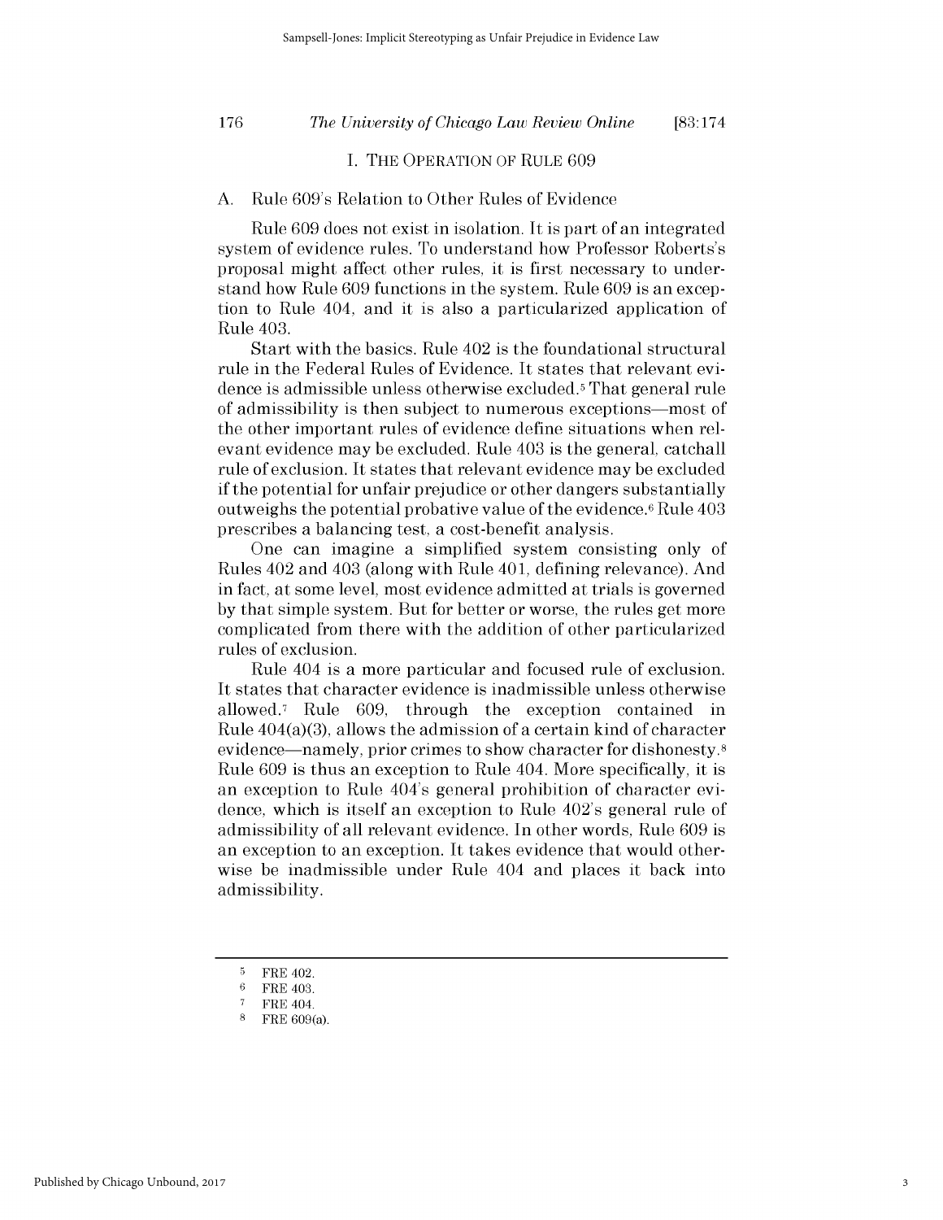## I. THE OPERATION OF RULE 609

### A. Rule 609's Relation to Other Rules of Evidence

Rule 609 does not exist in isolation. It is part of an integrated system of evidence rules. To understand how Professor Roberts's proposal might affect other rules, it is first necessary to understand how Rule 609 functions in the system. Rule 609 is an exception to Rule 404, and it is also a particularized application of Rule 403.

Start with the basics. Rule 402 is the foundational structural rule in the Federal Rules of Evidence. It states that relevant evidence is admissible unless otherwise excluded.[5] That general rule of admissibility is then subject to numerous exceptions—most of the other important rules of evidence define situations when relevant evidence may be excluded. Rule 403 is the general, catchall rule of exclusion. It states that relevant evidence may be excluded if the potential for unfair prejudice or other dangers substantially outweighs the potential probative value of the evidence.[6] Rule 403 prescribes a balancing test, a cost-benefit analysis.

One can imagine a simplified system consisting only of Rules 402 and 403 (along with Rule 401, defining relevance). And in fact, at some level, most evidence admitted at trials is governed by that simple system. But for better or worse, the rules get more complicated from there with the addition of other particularized rules of exclusion.

Rule 404 is a more particular and focused rule of exclusion. It states that character evidence is inadmissible unless otherwise allowed.[7] Rule 609, through the exception contained in Rule 404(a)(3), allows the admission of a certain kind of character evidence—namely, prior crimes to show character for dishonesty.[8] Rule 609 is thus an exception to Rule 404. More specifically, it is an exception to Rule 404's general prohibition of character evidence, which is itself an exception to Rule 402's general rule of admissibility of all relevant evidence. In other words, Rule 609 is an exception to an exception. It takes evidence that would otherwise be inadmissible under Rule 404 and places it back into admissibility.

---

5 FRE 402.

6 FRE 403.

7 FRE 404.

8 FRE 609(a).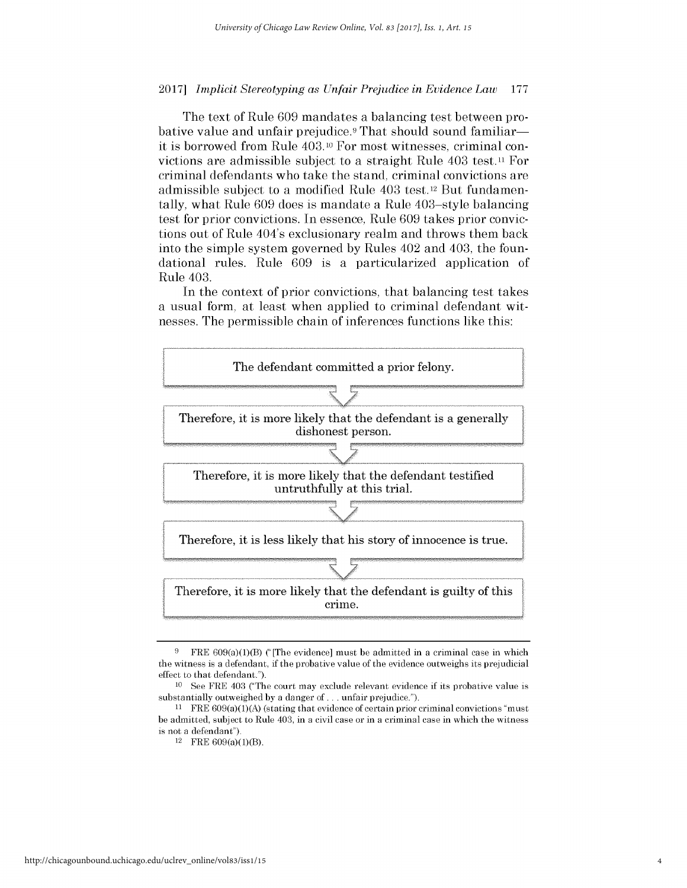The text of Rule 609 mandates a balancing test between probative value and unfair prejudice.[9] That should sound familiar—it is borrowed from Rule 403.[10] For most witnesses, criminal convictions are admissible subject to a straight Rule 403 test.[11] For criminal defendants who take the stand, criminal convictions are admissible subject to a modified Rule 403 test.[12] But fundamentally, what Rule 609 does is mandate a Rule 403–style balancing test for prior convictions. In essence, Rule 609 takes prior convictions out of Rule 404's exclusionary realm and throws them back into the simple system governed by Rules 402 and 403, the foundational rules. Rule 609 is a particularized application of Rule 403.

In the context of prior convictions, that balancing test takes a usual form, at least when applied to criminal defendant witnesses. The permissible chain of inferences functions like this:

The defendant committed a prior felony.

↓

Therefore, it is more likely that the defendant is a generally dishonest person.

↓

Therefore, it is more likely that the defendant testified untruthfully at this trial.

↓

Therefore, it is less likely that his story of innocence is true.

↓

Therefore, it is more likely that the defendant is guilty of this crime.

---

[9] FRE 609(a)(1)(B) ("[The evidence] must be admitted in a criminal case in which the witness is a defendant, if the probative value of the evidence outweighs its prejudicial effect to that defendant.").

[10] See FRE 403 ("The court may exclude relevant evidence if its probative value is substantially outweighed by a danger of . . . unfair prejudice.").

[11] FRE 609(a)(1)(A) (stating that evidence of certain prior criminal convictions "must be admitted, subject to Rule 403, in a civil case or in a criminal case in which the witness is not a defendant").

[12] FRE 609(a)(1)(B).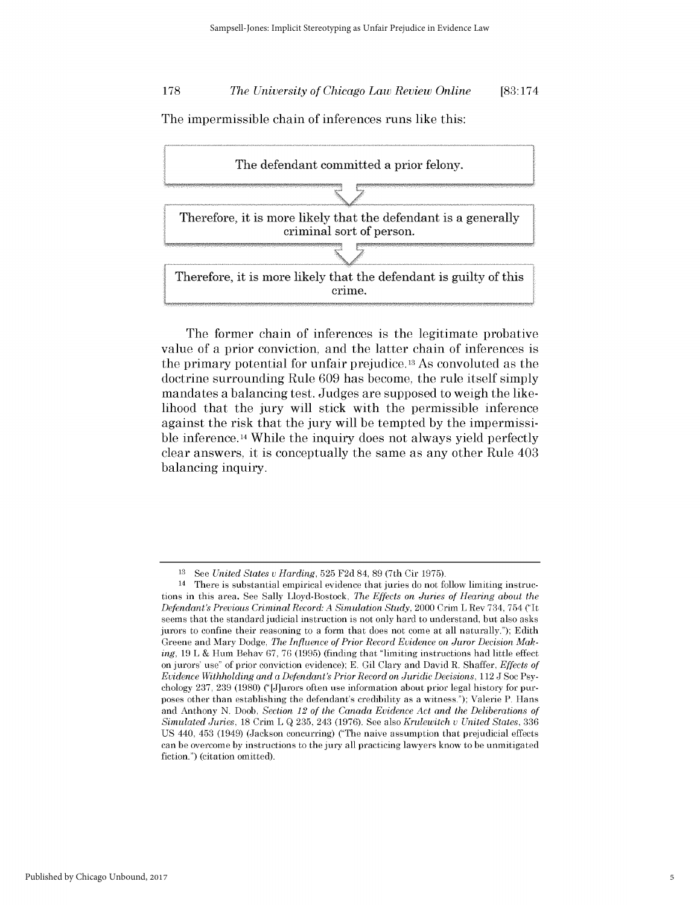The impermissible chain of inferences runs like this:

The defendant committed a prior felony.

↓

Therefore, it is more likely that the defendant is a generally criminal sort of person.

↓

Therefore, it is more likely that the defendant is guilty of this crime.

The former chain of inferences is the legitimate probative value of a prior conviction, and the latter chain of inferences is the primary potential for unfair prejudice.[13] As convoluted as the doctrine surrounding Rule 609 has become, the rule itself simply mandates a balancing test. Judges are supposed to weigh the likelihood that the jury will stick with the permissible inference against the risk that the jury will be tempted by the impermissible inference.[14] While the inquiry does not always yield perfectly clear answers, it is conceptually the same as any other Rule 403 balancing inquiry.

---

[13] See *United States v Harding*, 525 F2d 84, 89 (7th Cir 1975).

[14] There is substantial empirical evidence that juries do not follow limiting instructions in this area. See Sally Lloyd-Bostock, *The Effects on Juries of Hearing about the Defendant's Previous Criminal Record: A Simulation Study*, 2000 Crim L Rev 734, 754 ("It seems that the standard judicial instruction is not only hard to understand, but also asks jurors to confine their reasoning to a form that does not come at all naturally."); Edith Greene and Mary Dodge, *The Influence of Prior Record Evidence on Juror Decision Making*, 19 L & Hum Behav 67, 76 (1995) (finding that "limiting instructions had little effect on jurors' use" of prior conviction evidence); E. Gil Clary and David R. Shaffer, *Effects of Evidence Withholding and a Defendant's Prior Record on Juridic Decisions*, 112 J Soc Psychology 237, 239 (1980) ("[J]urors often use information about prior legal history for purposes other than establishing the defendant's credibility as a witness."); Valerie P. Hans and Anthony N. Doob, *Section 12 of the Canada Evidence Act and the Deliberations of Simulated Juries*, 18 Crim L Q 235, 243 (1976). See also *Krulewitch v United States*, 336 US 440, 453 (1949) (Jackson concurring) ("The naive assumption that prejudicial effects can be overcome by instructions to the jury all practicing lawyers know to be unmitigated fiction.") (citation omitted).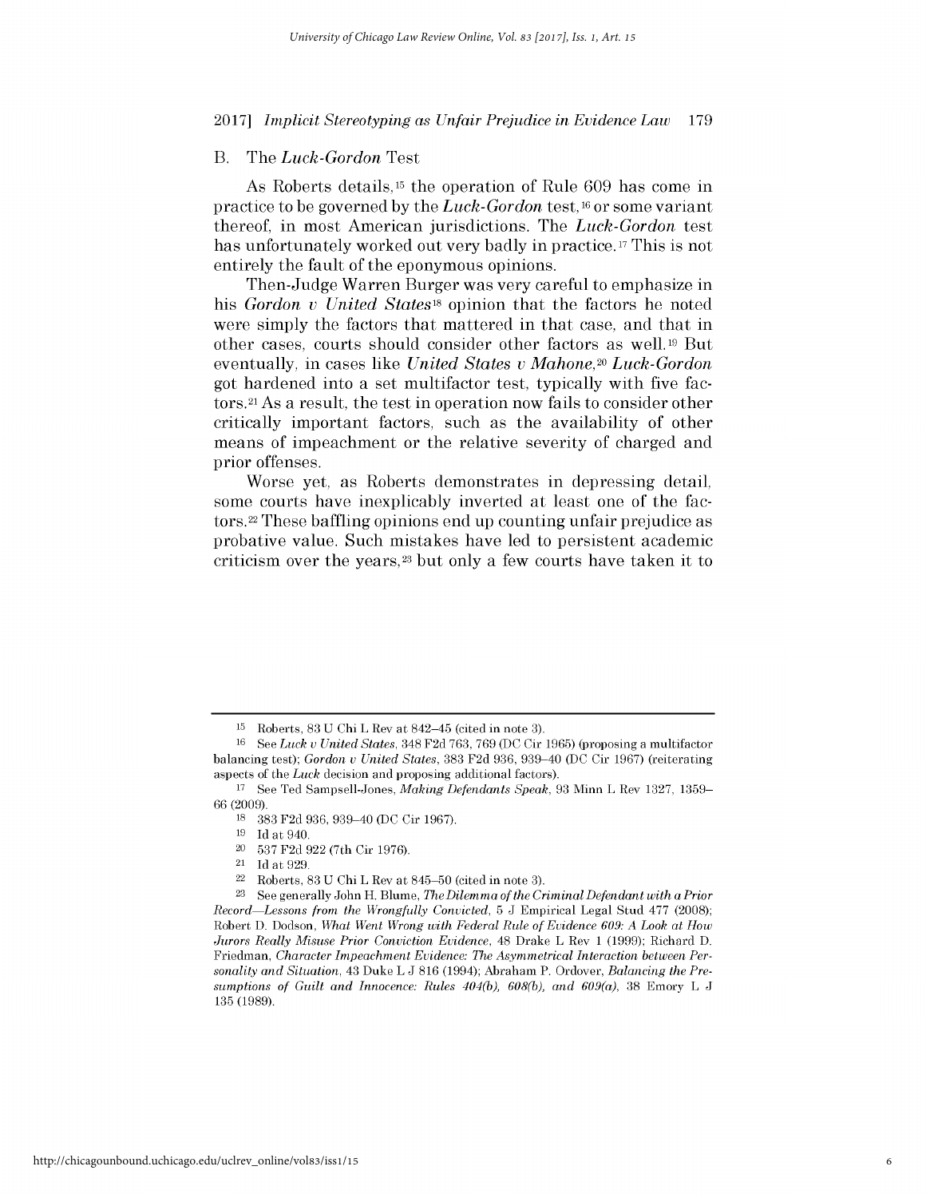## B. The *Luck-Gordon* Test

As Roberts details,[15] the operation of Rule 609 has come in practice to be governed by the *Luck-Gordon* test,[16] or some variant thereof, in most American jurisdictions. The *Luck-Gordon* test has unfortunately worked out very badly in practice.[17] This is not entirely the fault of the eponymous opinions.

Then-Judge Warren Burger was very careful to emphasize in his *Gordon v United States*[18] opinion that the factors he noted were simply the factors that mattered in that case, and that in other cases, courts should consider other factors as well.[19] But eventually, in cases like *United States v Mahone*,[20] *Luck-Gordon* got hardened into a set multifactor test, typically with five factors.[21] As a result, the test in operation now fails to consider other critically important factors, such as the availability of other means of impeachment or the relative severity of charged and prior offenses.

Worse yet, as Roberts demonstrates in depressing detail, some courts have inexplicably inverted at least one of the factors.[22] These baffling opinions end up counting unfair prejudice as probative value. Such mistakes have led to persistent academic criticism over the years,[23] but only a few courts have taken it to

---

[15] Roberts, 83 U Chi L Rev at 842–45 (cited in note 3).

[16] See *Luck v United States*, 348 F2d 763, 769 (DC Cir 1965) (proposing a multifactor balancing test); *Gordon v United States*, 383 F2d 936, 939–40 (DC Cir 1967) (reiterating aspects of the *Luck* decision and proposing additional factors).

[17] See Ted Sampsell-Jones, *Making Defendants Speak*, 93 Minn L Rev 1327, 1359–66 (2009).

[18] 383 F2d 936, 939–40 (DC Cir 1967).

[19] Id at 940.

[20] 537 F2d 922 (7th Cir 1976).

[21] Id at 929.

[22] Roberts, 83 U Chi L Rev at 845–50 (cited in note 3).

[23] See generally John H. Blume, *The Dilemma of the Criminal Defendant with a Prior Record—Lessons from the Wrongfully Convicted*, 5 J Empirical Legal Stud 477 (2008); Robert D. Dodson, *What Went Wrong with Federal Rule of Evidence 609: A Look at How Jurors Really Misuse Prior Conviction Evidence*, 48 Drake L Rev 1 (1999); Richard D. Friedman, *Character Impeachment Evidence: The Asymmetrical Interaction between Personality and Situation*, 43 Duke L J 816 (1994); Abraham P. Ordover, *Balancing the Presumptions of Guilt and Innocence: Rules 404(b), 608(b), and 609(a)*, 38 Emory L J 135 (1989).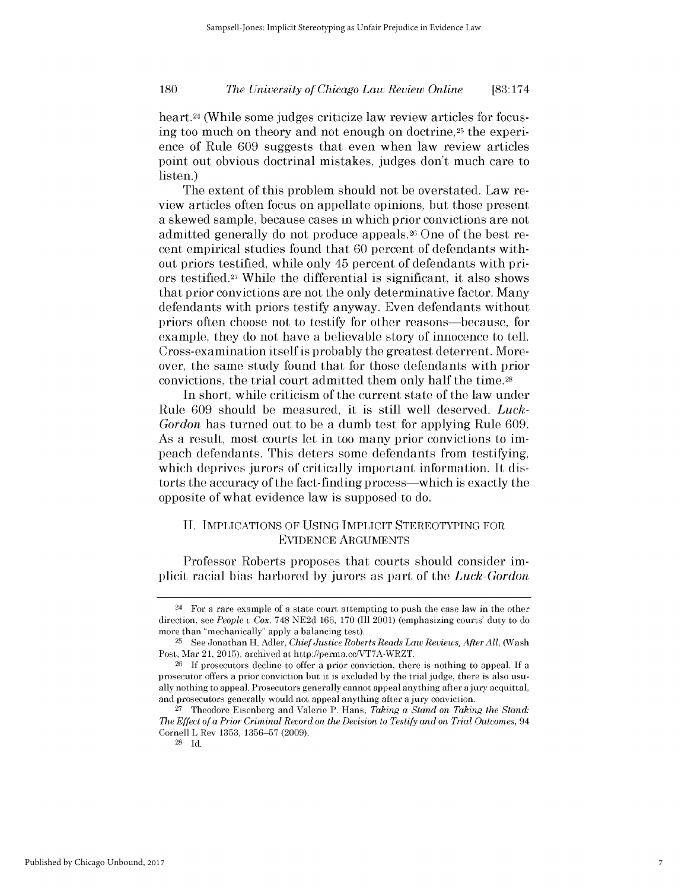heart.[24] (While some judges criticize law review articles for focusing too much on theory and not enough on doctrine,[25] the experience of Rule 609 suggests that even when law review articles point out obvious doctrinal mistakes, judges don't much care to listen.)

The extent of this problem should not be overstated. Law review articles often focus on appellate opinions, but those present a skewed sample, because cases in which prior convictions are not admitted generally do not produce appeals.[26] One of the best recent empirical studies found that 60 percent of defendants without priors testified, while only 45 percent of defendants with priors testified.[27] While the differential is significant, it also shows that prior convictions are not the only determinative factor. Many defendants with priors testify anyway. Even defendants without priors often choose not to testify for other reasons—because, for example, they do not have a believable story of innocence to tell. Cross-examination itself is probably the greatest deterrent. Moreover, the same study found that for those defendants with prior convictions, the trial court admitted them only half the time.[28]

In short, while criticism of the current state of the law under Rule 609 should be measured, it is still well deserved. *Luck-Gordon* has turned out to be a dumb test for applying Rule 609. As a result, most courts let in too many prior convictions to impeach defendants. This deters some defendants from testifying, which deprives jurors of critically important information. It distorts the accuracy of the fact-finding process—which is exactly the opposite of what evidence law is supposed to do.

## II. Implications of Using Implicit Stereotyping for Evidence Arguments

Professor Roberts proposes that courts should consider implicit racial bias harbored by jurors as part of the *Luck-Gordon*

---

[24] For a rare example of a state court attempting to push the case law in the other direction, see *People v Cox*, 748 NE2d 166, 170 (Ill 2001) (emphasizing courts' duty to do more than "mechanically" apply a balancing test).

[25] See Jonathan H. Adler, *Chief Justice Roberts Reads Law Reviews, After All*, (Wash Post, Mar 21, 2015), archived at http://perma.cc/VT7A-WRZT.

[26] If prosecutors decline to offer a prior conviction, there is nothing to appeal. If a prosecutor offers a prior conviction but it is excluded by the trial judge, there is also usually nothing to appeal. Prosecutors generally cannot appeal anything after a jury acquittal, and prosecutors generally would not appeal anything after a jury conviction.

[27] Theodore Eisenberg and Valerie P. Hans, *Taking a Stand on Taking the Stand: The Effect of a Prior Criminal Record on the Decision to Testify and on Trial Outcomes*, 94 Cornell L Rev 1353, 1356–57 (2009).

[28] Id.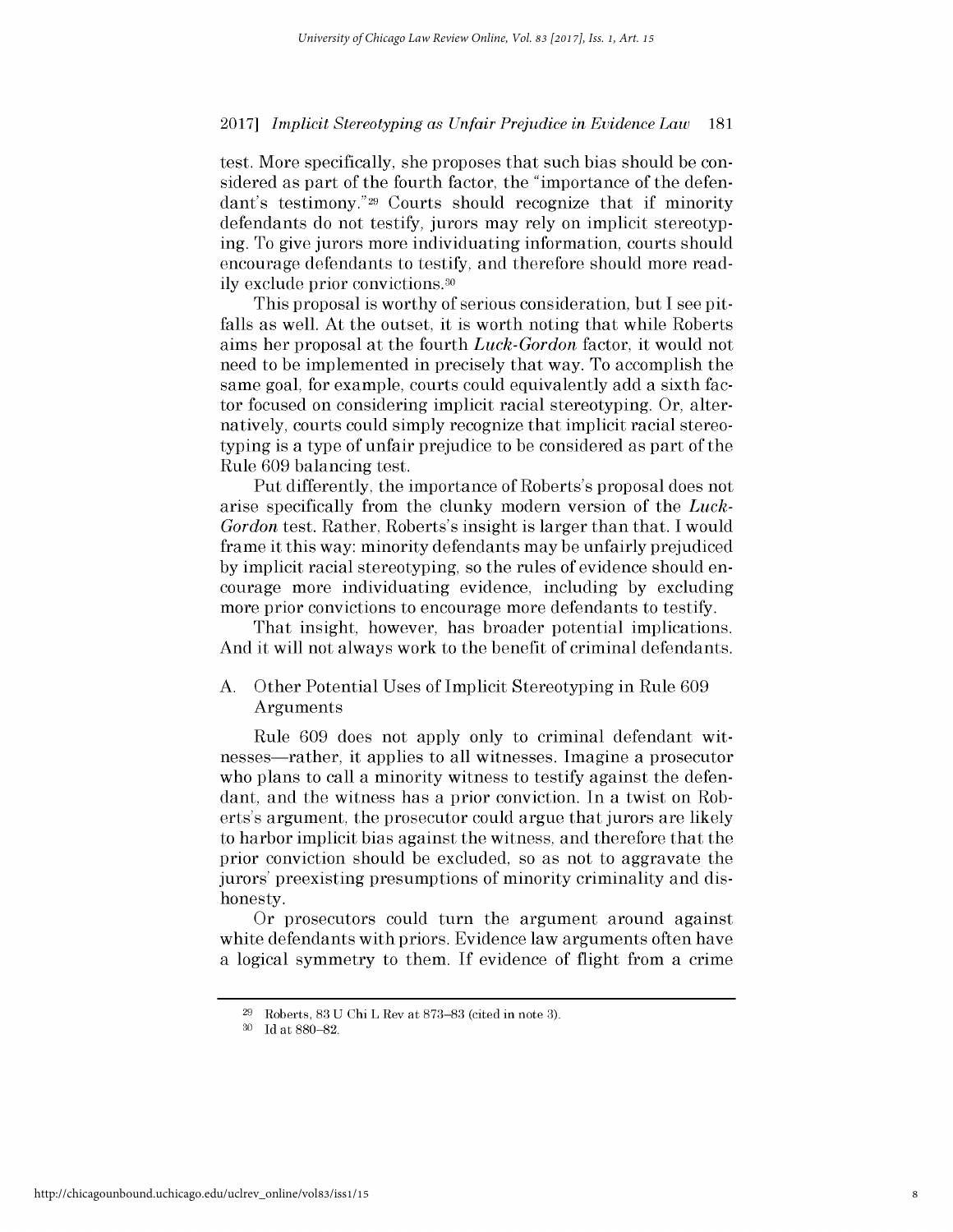test. More specifically, she proposes that such bias should be considered as part of the fourth factor, the "importance of the defendant's testimony."[29] Courts should recognize that if minority defendants do not testify, jurors may rely on implicit stereotyping. To give jurors more individuating information, courts should encourage defendants to testify, and therefore should more readily exclude prior convictions.[30]

This proposal is worthy of serious consideration, but I see pitfalls as well. At the outset, it is worth noting that while Roberts aims her proposal at the fourth *Luck-Gordon* factor, it would not need to be implemented in precisely that way. To accomplish the same goal, for example, courts could equivalently add a sixth factor focused on considering implicit racial stereotyping. Or, alternatively, courts could simply recognize that implicit racial stereotyping is a type of unfair prejudice to be considered as part of the Rule 609 balancing test.

Put differently, the importance of Roberts's proposal does not arise specifically from the clunky modern version of the *Luck-Gordon* test. Rather, Roberts's insight is larger than that. I would frame it this way: minority defendants may be unfairly prejudiced by implicit racial stereotyping, so the rules of evidence should encourage more individuating evidence, including by excluding more prior convictions to encourage more defendants to testify.

That insight, however, has broader potential implications. And it will not always work to the benefit of criminal defendants.

## A. Other Potential Uses of Implicit Stereotyping in Rule 609 Arguments

Rule 609 does not apply only to criminal defendant witnesses—rather, it applies to all witnesses. Imagine a prosecutor who plans to call a minority witness to testify against the defendant, and the witness has a prior conviction. In a twist on Roberts's argument, the prosecutor could argue that jurors are likely to harbor implicit bias against the witness, and therefore that the prior conviction should be excluded, so as not to aggravate the jurors' preexisting presumptions of minority criminality and dishonesty.

Or prosecutors could turn the argument around against white defendants with priors. Evidence law arguments often have a logical symmetry to them. If evidence of flight from a crime

---

[29] Roberts, 83 U Chi L Rev at 873–83 (cited in note 3).

[30] Id at 880–82.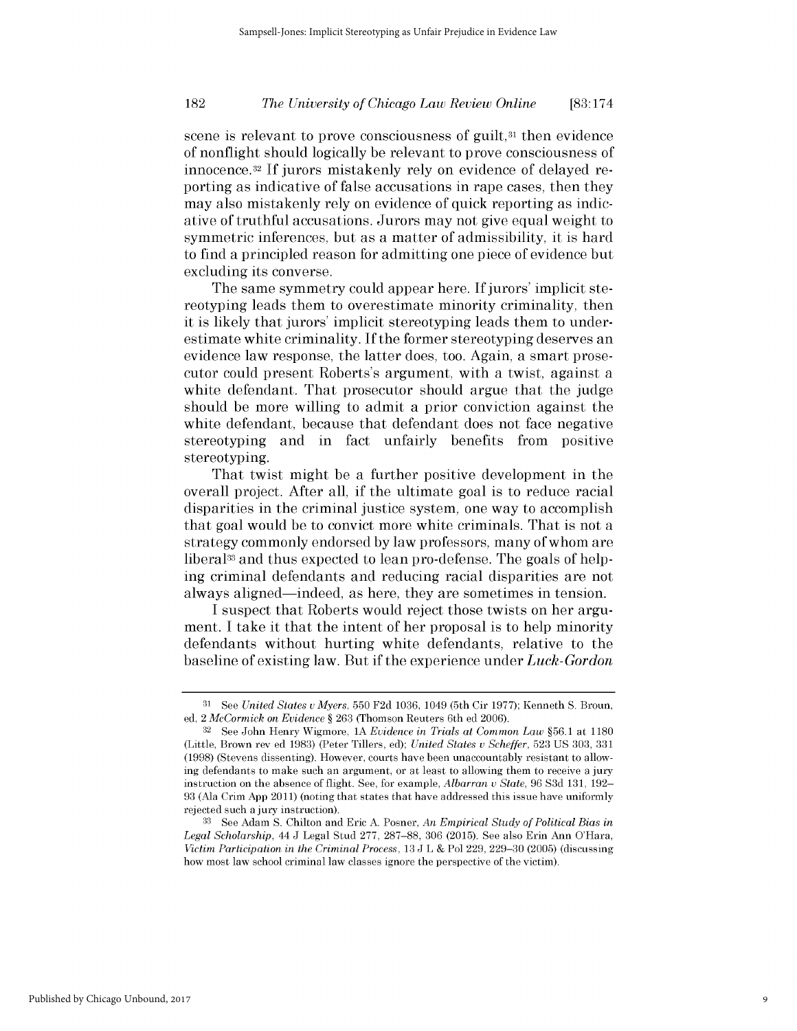scene is relevant to prove consciousness of guilt,[31] then evidence of nonflight should logically be relevant to prove consciousness of innocence.[32] If jurors mistakenly rely on evidence of delayed reporting as indicative of false accusations in rape cases, then they may also mistakenly rely on evidence of quick reporting as indicative of truthful accusations. Jurors may not give equal weight to symmetric inferences, but as a matter of admissibility, it is hard to find a principled reason for admitting one piece of evidence but excluding its converse.

The same symmetry could appear here. If jurors' implicit stereotyping leads them to overestimate minority criminality, then it is likely that jurors' implicit stereotyping leads them to underestimate white criminality. If the former stereotyping deserves an evidence law response, the latter does, too. Again, a smart prosecutor could present Roberts's argument, with a twist, against a white defendant. That prosecutor should argue that the judge should be more willing to admit a prior conviction against the white defendant, because that defendant does not face negative stereotyping and in fact unfairly benefits from positive stereotyping.

That twist might be a further positive development in the overall project. After all, if the ultimate goal is to reduce racial disparities in the criminal justice system, one way to accomplish that goal would be to convict more white criminals. That is not a strategy commonly endorsed by law professors, many of whom are liberal[33] and thus expected to lean pro-defense. The goals of helping criminal defendants and reducing racial disparities are not always aligned—indeed, as here, they are sometimes in tension.

I suspect that Roberts would reject those twists on her argument. I take it that the intent of her proposal is to help minority defendants without hurting white defendants, relative to the baseline of existing law. But if the experience under *Luck-Gordon*

---

[31] See *United States v Myers*, 550 F2d 1036, 1049 (5th Cir 1977); Kenneth S. Broun, ed, 2 *McCormick on Evidence* § 263 (Thomson Reuters 6th ed 2006).

[32] See John Henry Wigmore, 1A *Evidence in Trials at Common Law* §56.1 at 1180 (Little, Brown rev ed 1983) (Peter Tillers, ed); *United States v Scheffer*, 523 US 303, 331 (1998) (Stevens dissenting). However, courts have been unaccountably resistant to allowing defendants to make such an argument, or at least to allowing them to receive a jury instruction on the absence of flight. See, for example, *Albarran v State*, 96 S3d 131, 192–93 (Ala Crim App 2011) (noting that states that have addressed this issue have uniformly rejected such a jury instruction).

[33] See Adam S. Chilton and Eric A. Posner, *An Empirical Study of Political Bias in Legal Scholarship*, 44 J Legal Stud 277, 287–88, 306 (2015). See also Erin Ann O'Hara, *Victim Participation in the Criminal Process*, 13 J L & Pol 229, 229–30 (2005) (discussing how most law school criminal law classes ignore the perspective of the victim).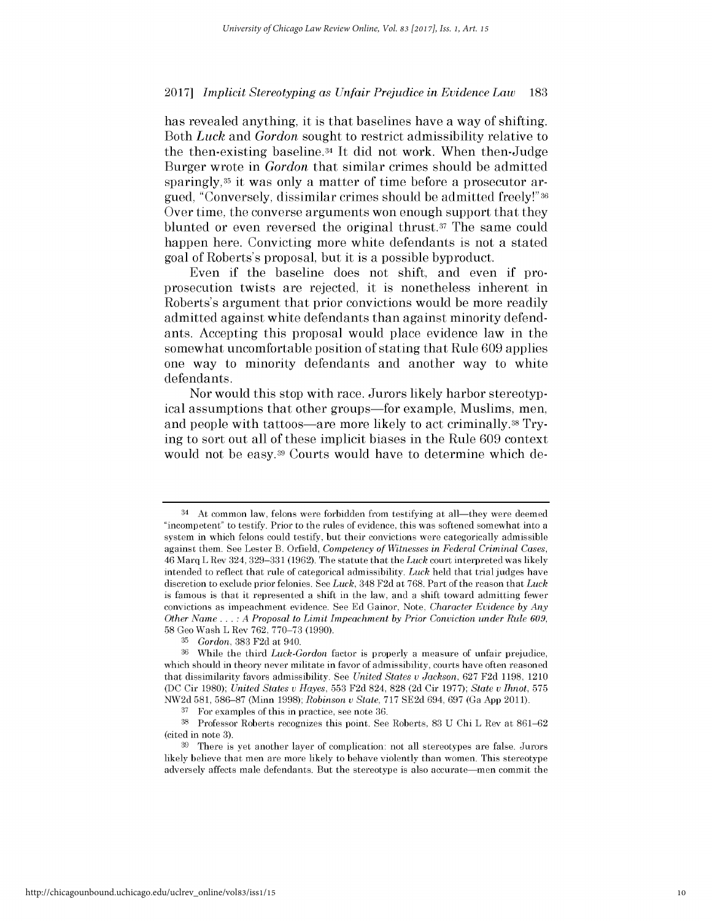has revealed anything, it is that baselines have a way of shifting. Both *Luck* and *Gordon* sought to restrict admissibility relative to the then-existing baseline.[34] It did not work. When then-Judge Burger wrote in *Gordon* that similar crimes should be admitted sparingly,[35] it was only a matter of time before a prosecutor argued, "Conversely, dissimilar crimes should be admitted freely!"[36] Over time, the converse arguments won enough support that they blunted or even reversed the original thrust.[37] The same could happen here. Convicting more white defendants is not a stated goal of Roberts's proposal, but it is a possible byproduct.

Even if the baseline does not shift, and even if pro-prosecution twists are rejected, it is nonetheless inherent in Roberts's argument that prior convictions would be more readily admitted against white defendants than against minority defendants. Accepting this proposal would place evidence law in the somewhat uncomfortable position of stating that Rule 609 applies one way to minority defendants and another way to white defendants.

Nor would this stop with race. Jurors likely harbor stereotypical assumptions that other groups—for example, Muslims, men, and people with tattoos—are more likely to act criminally.[38] Trying to sort out all of these implicit biases in the Rule 609 context would not be easy.[39] Courts would have to determine which de-

---

[34] At common law, felons were forbidden from testifying at all—they were deemed "incompetent" to testify. Prior to the rules of evidence, this was softened somewhat into a system in which felons could testify, but their convictions were categorically admissible against them. See Lester B. Orfield, *Competency of Witnesses in Federal Criminal Cases*, 46 Marq L Rev 324, 329–331 (1962). The statute that the *Luck* court interpreted was likely intended to reflect that rule of categorical admissibility. *Luck* held that trial judges have discretion to exclude prior felonies. See *Luck*, 348 F2d at 768. Part of the reason that *Luck* is famous is that it represented a shift in the law, and a shift toward admitting fewer convictions as impeachment evidence. See Ed Gainor, Note, *Character Evidence by Any Other Name . . . : A Proposal to Limit Impeachment by Prior Conviction under Rule 609*, 58 Geo Wash L Rev 762, 770–73 (1990).

[35] *Gordon*, 383 F2d at 940.

[36] While the third *Luck-Gordon* factor is properly a measure of unfair prejudice, which should in theory never militate in favor of admissibility, courts have often reasoned that dissimilarity favors admissibility. See *United States v Jackson*, 627 F2d 1198, 1210 (DC Cir 1980); *United States v Hayes*, 553 F2d 824, 828 (2d Cir 1977); *State v Ihnot*, 575 NW2d 581, 586–87 (Minn 1998); *Robinson v State*, 717 SE2d 694, 697 (Ga App 2011).

[37] For examples of this in practice, see note 36.

[38] Professor Roberts recognizes this point. See Roberts, 83 U Chi L Rev at 861–62 (cited in note 3).

[39] There is yet another layer of complication: not all stereotypes are false. Jurors likely believe that men are more likely to behave violently than women. This stereotype adversely affects male defendants. But the stereotype is also accurate—men commit the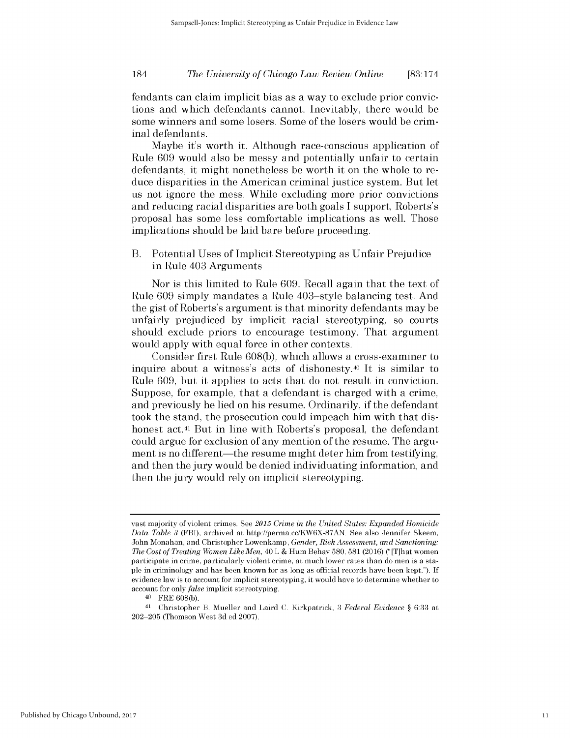fendants can claim implicit bias as a way to exclude prior convictions and which defendants cannot. Inevitably, there would be some winners and some losers. Some of the losers would be criminal defendants.

Maybe it's worth it. Although race-conscious application of Rule 609 would also be messy and potentially unfair to certain defendants, it might nonetheless be worth it on the whole to reduce disparities in the American criminal justice system. But let us not ignore the mess. While excluding more prior convictions and reducing racial disparities are both goals I support, Roberts's proposal has some less comfortable implications as well. Those implications should be laid bare before proceeding.

### B. Potential Uses of Implicit Stereotyping as Unfair Prejudice in Rule 403 Arguments

Nor is this limited to Rule 609. Recall again that the text of Rule 609 simply mandates a Rule 403–style balancing test. And the gist of Roberts's argument is that minority defendants may be unfairly prejudiced by implicit racial stereotyping, so courts should exclude priors to encourage testimony. That argument would apply with equal force in other contexts.

Consider first Rule 608(b), which allows a cross-examiner to inquire about a witness's acts of dishonesty.[40] It is similar to Rule 609, but it applies to acts that do not result in conviction. Suppose, for example, that a defendant is charged with a crime, and previously he lied on his resume. Ordinarily, if the defendant took the stand, the prosecution could impeach him with that dishonest act.[41] But in line with Roberts's proposal, the defendant could argue for exclusion of any mention of the resume. The argument is no different—the resume might deter him from testifying, and then the jury would be denied individuating information, and then the jury would rely on implicit stereotyping.

---

vast majority of violent crimes. See *2015 Crime in the United States: Expanded Homicide Data Table 3* (FBI), archived at http://perma.cc/KW6X-87AN. See also Jennifer Skeem, John Monahan, and Christopher Lowenkamp, *Gender, Risk Assessment, and Sanctioning: The Cost of Treating Women Like Men*, 40 L & Hum Behav 580, 581 (2016) ("[T]hat women participate in crime, particularly violent crime, at much lower rates than do men is a staple in criminology and has been known for as long as official records have been kept."). If evidence law is to account for implicit stereotyping, it would have to determine whether to account for only *false* implicit stereotyping.

[40] FRE 608(b).

[41] Christopher B. Mueller and Laird C. Kirkpatrick, 3 *Federal Evidence* § 6:33 at 202–205 (Thomson West 3d ed 2007).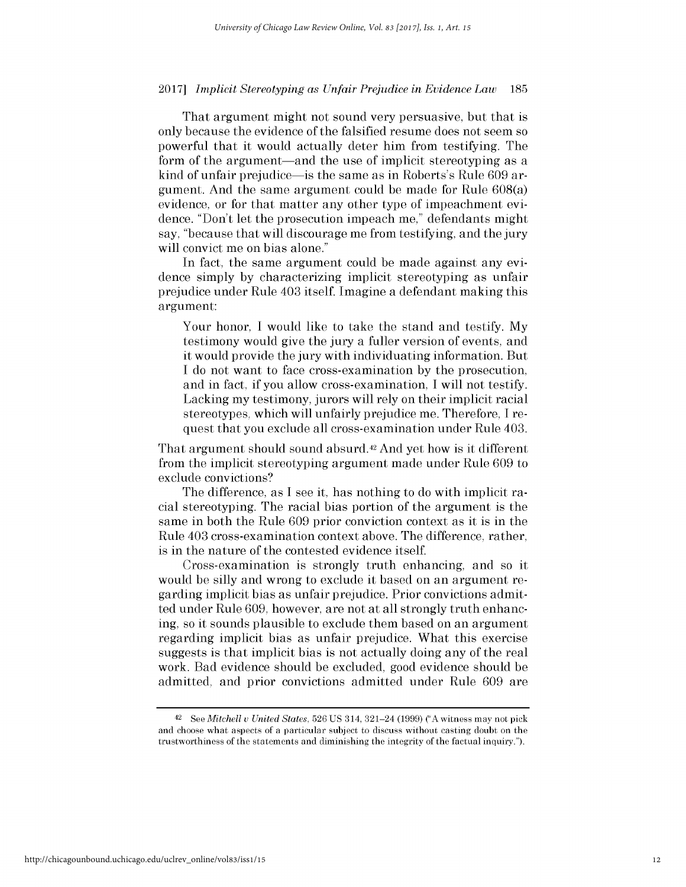That argument might not sound very persuasive, but that is only because the evidence of the falsified resume does not seem so powerful that it would actually deter him from testifying. The form of the argument—and the use of implicit stereotyping as a kind of unfair prejudice—is the same as in Roberts's Rule 609 argument. And the same argument could be made for Rule 608(a) evidence, or for that matter any other type of impeachment evidence. "Don't let the prosecution impeach me," defendants might say, "because that will discourage me from testifying, and the jury will convict me on bias alone."

In fact, the same argument could be made against any evidence simply by characterizing implicit stereotyping as unfair prejudice under Rule 403 itself. Imagine a defendant making this argument:

> Your honor, I would like to take the stand and testify. My testimony would give the jury a fuller version of events, and it would provide the jury with individuating information. But I do not want to face cross-examination by the prosecution, and in fact, if you allow cross-examination, I will not testify. Lacking my testimony, jurors will rely on their implicit racial stereotypes, which will unfairly prejudice me. Therefore, I request that you exclude all cross-examination under Rule 403.

That argument should sound absurd.[42] And yet how is it different from the implicit stereotyping argument made under Rule 609 to exclude convictions?

The difference, as I see it, has nothing to do with implicit racial stereotyping. The racial bias portion of the argument is the same in both the Rule 609 prior conviction context as it is in the Rule 403 cross-examination context above. The difference, rather, is in the nature of the contested evidence itself.

Cross-examination is strongly truth enhancing, and so it would be silly and wrong to exclude it based on an argument regarding implicit bias as unfair prejudice. Prior convictions admitted under Rule 609, however, are not at all strongly truth enhancing, so it sounds plausible to exclude them based on an argument regarding implicit bias as unfair prejudice. What this exercise suggests is that implicit bias is not actually doing any of the real work. Bad evidence should be excluded, good evidence should be admitted, and prior convictions admitted under Rule 609 are

---

[42] See *Mitchell v United States*, 526 US 314, 321–24 (1999) ("A witness may not pick and choose what aspects of a particular subject to discuss without casting doubt on the trustworthiness of the statements and diminishing the integrity of the factual inquiry.").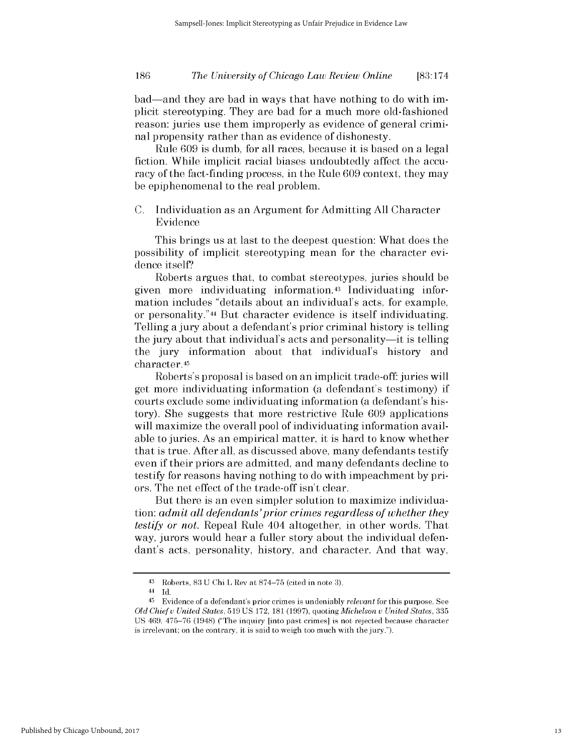bad—and they are bad in ways that have nothing to do with implicit stereotyping. They are bad for a much more old-fashioned reason: juries use them improperly as evidence of general criminal propensity rather than as evidence of dishonesty.

Rule 609 is dumb, for all races, because it is based on a legal fiction. While implicit racial biases undoubtedly affect the accuracy of the fact-finding process, in the Rule 609 context, they may be epiphenomenal to the real problem.

### C. Individuation as an Argument for Admitting All Character Evidence

This brings us at last to the deepest question: What does the possibility of implicit stereotyping mean for the character evidence itself?

Roberts argues that, to combat stereotypes, juries should be given more individuating information.[43] Individuating information includes "details about an individual's acts, for example, or personality."[44] But character evidence is itself individuating. Telling a jury about a defendant's prior criminal history is telling the jury about that individual's acts and personality—it is telling the jury information about that individual's history and character.[45]

Roberts's proposal is based on an implicit trade-off: juries will get more individuating information (a defendant's testimony) if courts exclude some individuating information (a defendant's history). She suggests that more restrictive Rule 609 applications will maximize the overall pool of individuating information available to juries. As an empirical matter, it is hard to know whether that is true. After all, as discussed above, many defendants testify even if their priors are admitted, and many defendants decline to testify for reasons having nothing to do with impeachment by priors. The net effect of the trade-off isn't clear.

But there is an even simpler solution to maximize individuation: *admit all defendants' prior crimes regardless of whether they testify or not.* Repeal Rule 404 altogether, in other words. That way, jurors would hear a fuller story about the individual defendant's acts, personality, history, and character. And that way,

---

43 Roberts, 83 U Chi L Rev at 874–75 (cited in note 3).

44 Id.

45 Evidence of a defendant's prior crimes is undeniably *relevant* for this purpose. See *Old Chief v United States*, 519 US 172, 181 (1997), quoting *Michelson v United States*, 335 US 469, 475–76 (1948) ("The inquiry [into past crimes] is not rejected because character is irrelevant; on the contrary, it is said to weigh too much with the jury.").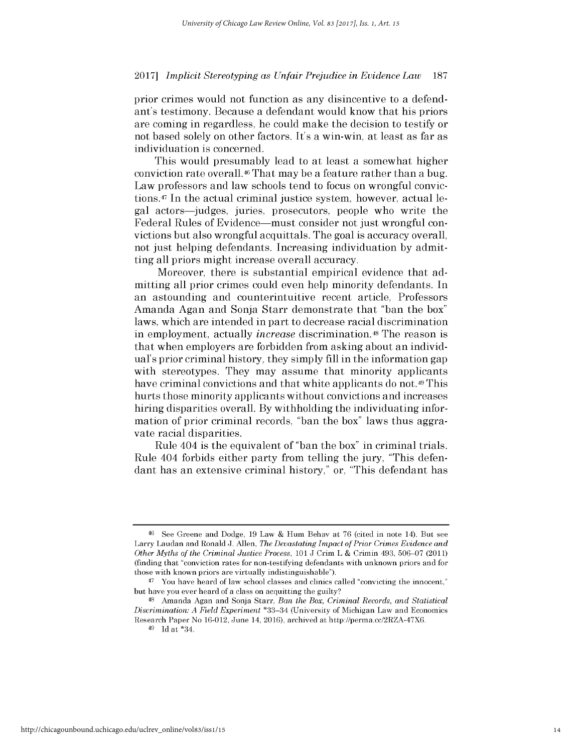prior crimes would not function as any disincentive to a defendant's testimony. Because a defendant would know that his priors are coming in regardless, he could make the decision to testify or not based solely on other factors. It's a win-win, at least as far as individuation is concerned.

This would presumably lead to at least a somewhat higher conviction rate overall.[46] That may be a feature rather than a bug. Law professors and law schools tend to focus on wrongful convictions.[47] In the actual criminal justice system, however, actual legal actors—judges, juries, prosecutors, people who write the Federal Rules of Evidence—must consider not just wrongful convictions but also wrongful acquittals. The goal is accuracy overall, not just helping defendants. Increasing individuation by admitting all priors might increase overall accuracy.

Moreover, there is substantial empirical evidence that admitting all prior crimes could even help minority defendants. In an astounding and counterintuitive recent article, Professors Amanda Agan and Sonja Starr demonstrate that "ban the box" laws, which are intended in part to decrease racial discrimination in employment, actually *increase* discrimination.[48] The reason is that when employers are forbidden from asking about an individual's prior criminal history, they simply fill in the information gap with stereotypes. They may assume that minority applicants have criminal convictions and that white applicants do not.[49] This hurts those minority applicants without convictions and increases hiring disparities overall. By withholding the individuating information of prior criminal records, "ban the box" laws thus aggravate racial disparities.

Rule 404 is the equivalent of "ban the box" in criminal trials. Rule 404 forbids either party from telling the jury, "This defendant has an extensive criminal history," or, "This defendant has

---

[46] See Greene and Dodge, 19 Law & Hum Behav at 76 (cited in note 14). But see Larry Laudan and Ronald J. Allen, *The Devastating Impact of Prior Crimes Evidence and Other Myths of the Criminal Justice Process*, 101 J Crim L & Crimin 493, 506–07 (2011) (finding that "conviction rates for non-testifying defendants with unknown priors and for those with known priors are virtually indistinguishable").

[47] You have heard of law school classes and clinics called "convicting the innocent," but have you ever heard of a class on acquitting the guilty?

[48] Amanda Agan and Sonja Starr, *Ban the Box, Criminal Records, and Statistical Discrimination: A Field Experiment* *33–34 (University of Michigan Law and Economics Research Paper No 16-012, June 14, 2016), archived at http://perma.cc/2RZA-47X6.

[49] Id at *34.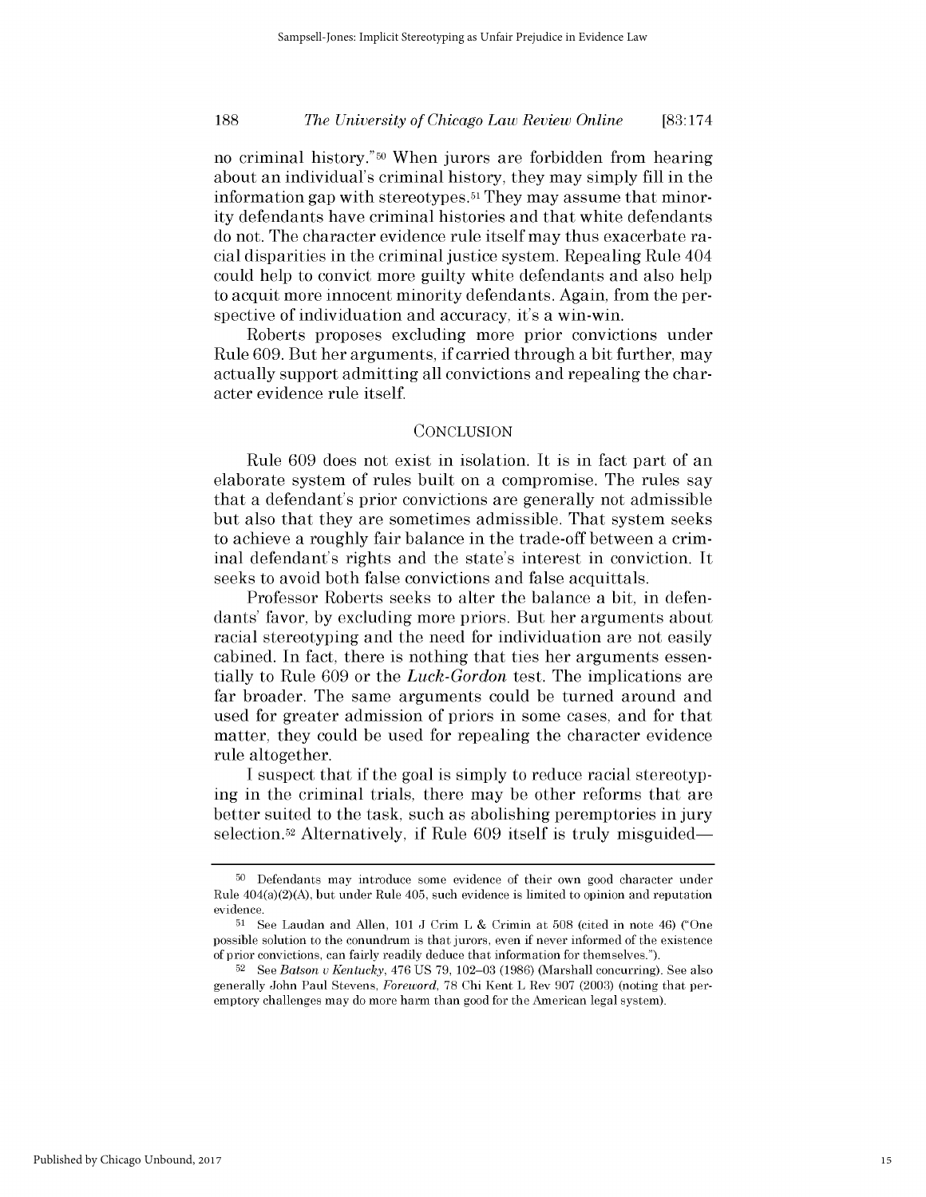no criminal history."[50] When jurors are forbidden from hearing about an individual's criminal history, they may simply fill in the information gap with stereotypes.[51] They may assume that minority defendants have criminal histories and that white defendants do not. The character evidence rule itself may thus exacerbate racial disparities in the criminal justice system. Repealing Rule 404 could help to convict more guilty white defendants and also help to acquit more innocent minority defendants. Again, from the perspective of individuation and accuracy, it's a win-win.

Roberts proposes excluding more prior convictions under Rule 609. But her arguments, if carried through a bit further, may actually support admitting all convictions and repealing the character evidence rule itself.

## CONCLUSION

Rule 609 does not exist in isolation. It is in fact part of an elaborate system of rules built on a compromise. The rules say that a defendant's prior convictions are generally not admissible but also that they are sometimes admissible. That system seeks to achieve a roughly fair balance in the trade-off between a criminal defendant's rights and the state's interest in conviction. It seeks to avoid both false convictions and false acquittals.

Professor Roberts seeks to alter the balance a bit, in defendants' favor, by excluding more priors. But her arguments about racial stereotyping and the need for individuation are not easily cabined. In fact, there is nothing that ties her arguments essentially to Rule 609 or the *Luck-Gordon* test. The implications are far broader. The same arguments could be turned around and used for greater admission of priors in some cases, and for that matter, they could be used for repealing the character evidence rule altogether.

I suspect that if the goal is simply to reduce racial stereotyping in the criminal trials, there may be other reforms that are better suited to the task, such as abolishing peremptories in jury selection.[52] Alternatively, if Rule 609 itself is truly misguided—

---

[50] Defendants may introduce some evidence of their own good character under Rule 404(a)(2)(A), but under Rule 405, such evidence is limited to opinion and reputation evidence.

[51] See Laudan and Allen, 101 J Crim L & Crimin at 508 (cited in note 46) ("One possible solution to the conundrum is that jurors, even if never informed of the existence of prior convictions, can fairly readily deduce that information for themselves.").

[52] See *Batson v Kentucky*, 476 US 79, 102–03 (1986) (Marshall concurring). See also generally John Paul Stevens, *Foreword*, 78 Chi Kent L Rev 907 (2003) (noting that peremptory challenges may do more harm than good for the American legal system).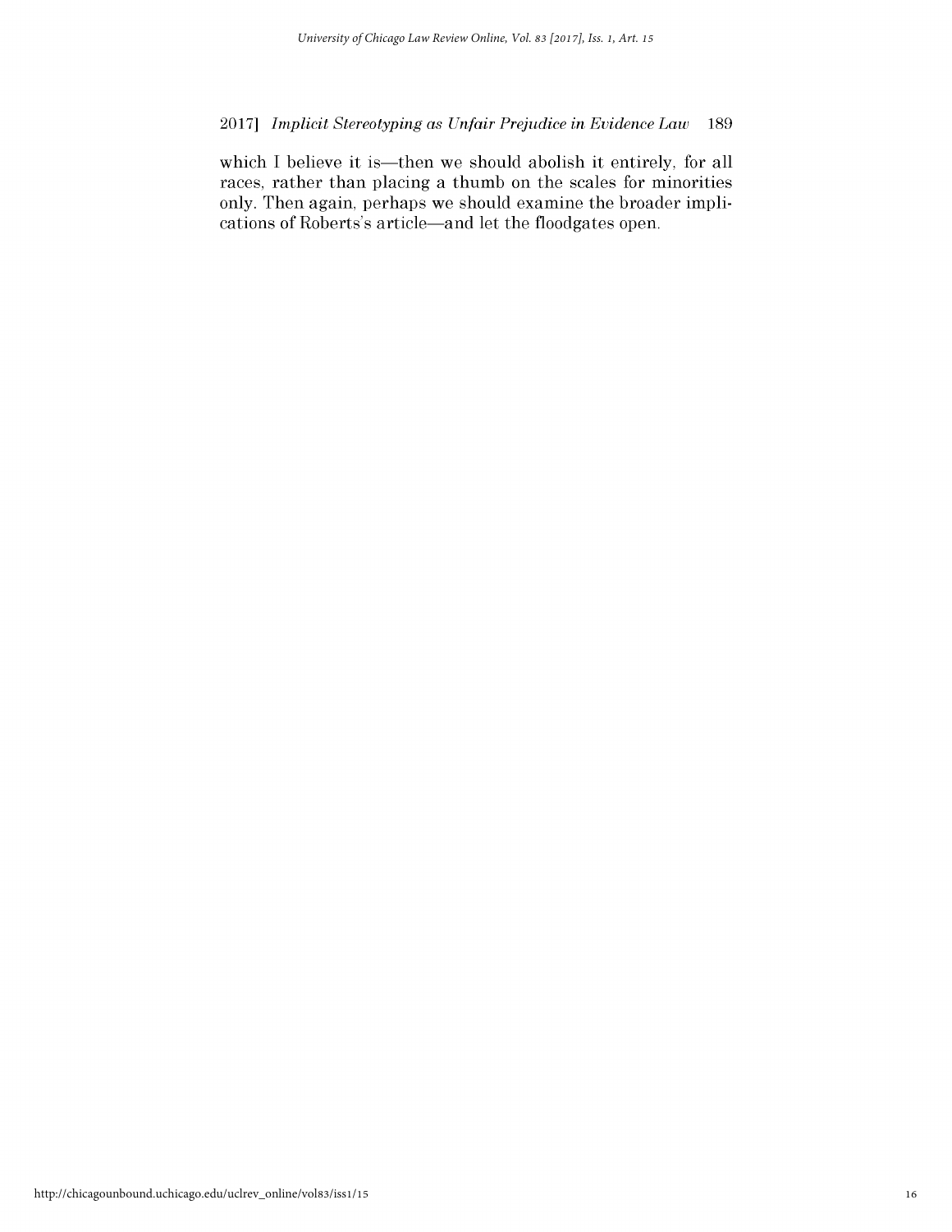which I believe it is—then we should abolish it entirely, for all races, rather than placing a thumb on the scales for minorities only. Then again, perhaps we should examine the broader implications of Roberts's article—and let the floodgates open.